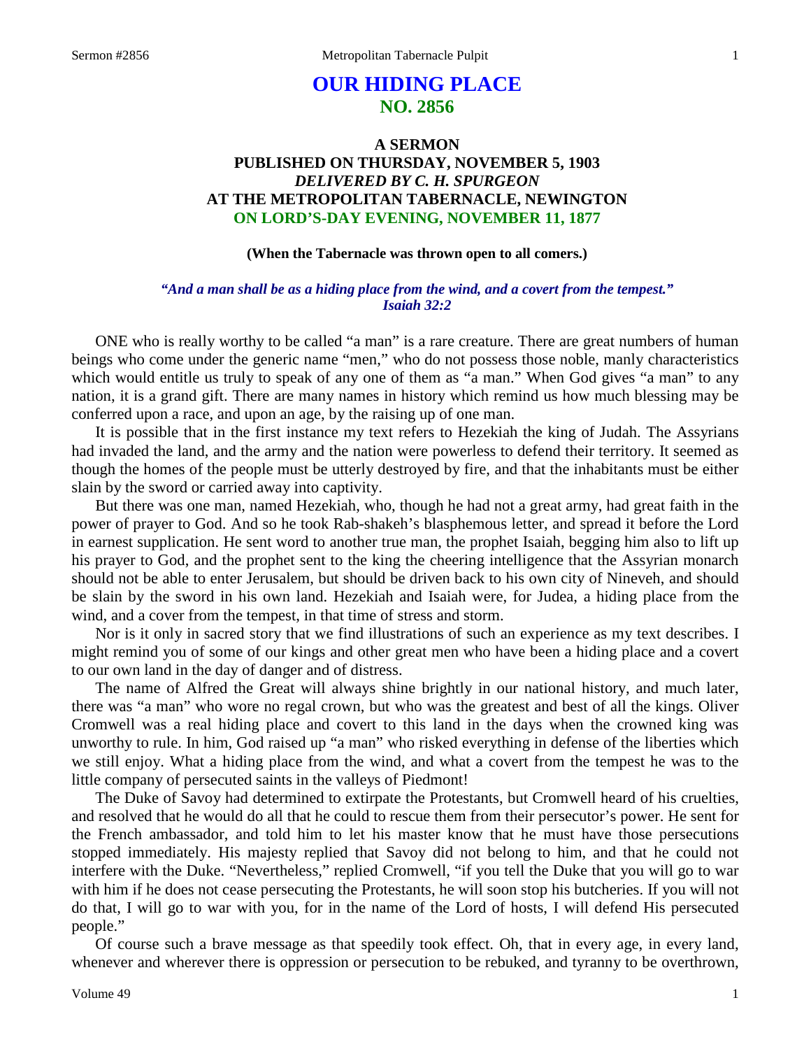# OUR HIDING PLACE
## NO. 2856

### A SERMON
### PUBLISHED ON THURSDAY, NOVEMBER 5, 1903
### *DELIVERED BY C. H. SPURGEON*
### AT THE METROPOLITAN TABERNACLE, NEWINGTON
### ON LORD'S-DAY EVENING, NOVEMBER 11, 1877

**(When the Tabernacle was thrown open to all comers.)**

***"And a man shall be as a hiding place from the wind, and a covert from the tempest." Isaiah 32:2***

ONE who is really worthy to be called "a man" is a rare creature. There are great numbers of human beings who come under the generic name "men," who do not possess those noble, manly characteristics which would entitle us truly to speak of any one of them as "a man." When God gives "a man" to any nation, it is a grand gift. There are many names in history which remind us how much blessing may be conferred upon a race, and upon an age, by the raising up of one man.

It is possible that in the first instance my text refers to Hezekiah the king of Judah. The Assyrians had invaded the land, and the army and the nation were powerless to defend their territory. It seemed as though the homes of the people must be utterly destroyed by fire, and that the inhabitants must be either slain by the sword or carried away into captivity.

But there was one man, named Hezekiah, who, though he had not a great army, had great faith in the power of prayer to God. And so he took Rab-shakeh's blasphemous letter, and spread it before the Lord in earnest supplication. He sent word to another true man, the prophet Isaiah, begging him also to lift up his prayer to God, and the prophet sent to the king the cheering intelligence that the Assyrian monarch should not be able to enter Jerusalem, but should be driven back to his own city of Nineveh, and should be slain by the sword in his own land. Hezekiah and Isaiah were, for Judea, a hiding place from the wind, and a cover from the tempest, in that time of stress and storm.

Nor is it only in sacred story that we find illustrations of such an experience as my text describes. I might remind you of some of our kings and other great men who have been a hiding place and a covert to our own land in the day of danger and of distress.

The name of Alfred the Great will always shine brightly in our national history, and much later, there was "a man" who wore no regal crown, but who was the greatest and best of all the kings. Oliver Cromwell was a real hiding place and covert to this land in the days when the crowned king was unworthy to rule. In him, God raised up "a man" who risked everything in defense of the liberties which we still enjoy. What a hiding place from the wind, and what a covert from the tempest he was to the little company of persecuted saints in the valleys of Piedmont!

The Duke of Savoy had determined to extirpate the Protestants, but Cromwell heard of his cruelties, and resolved that he would do all that he could to rescue them from their persecutor's power. He sent for the French ambassador, and told him to let his master know that he must have those persecutions stopped immediately. His majesty replied that Savoy did not belong to him, and that he could not interfere with the Duke. "Nevertheless," replied Cromwell, "if you tell the Duke that you will go to war with him if he does not cease persecuting the Protestants, he will soon stop his butcheries. If you will not do that, I will go to war with you, for in the name of the Lord of hosts, I will defend His persecuted people."

Of course such a brave message as that speedily took effect. Oh, that in every age, in every land, whenever and wherever there is oppression or persecution to be rebuked, and tyranny to be overthrown,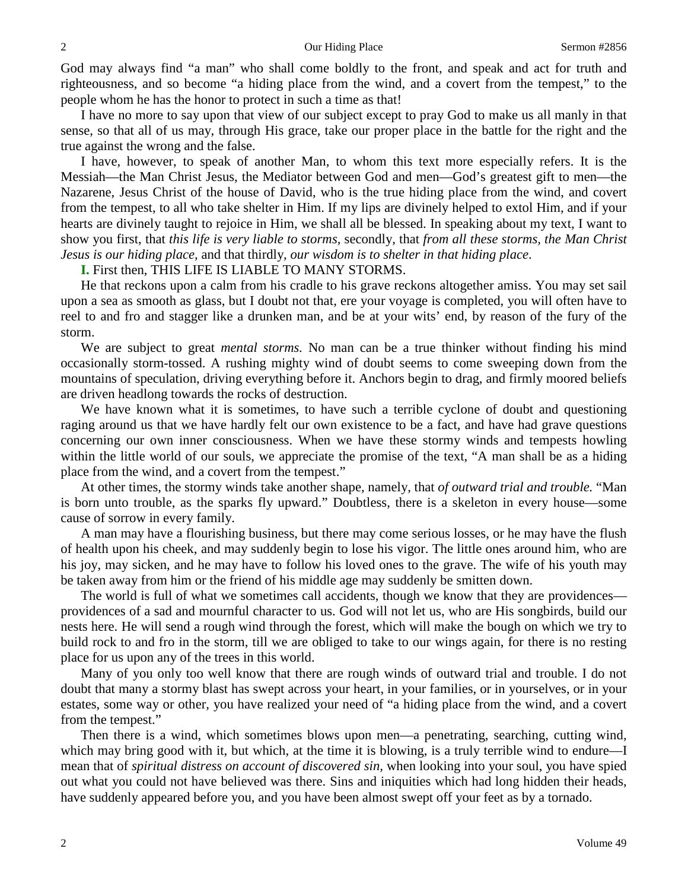God may always find "a man" who shall come boldly to the front, and speak and act for truth and righteousness, and so become "a hiding place from the wind, and a covert from the tempest," to the people whom he has the honor to protect in such a time as that!

I have no more to say upon that view of our subject except to pray God to make us all manly in that sense, so that all of us may, through His grace, take our proper place in the battle for the right and the true against the wrong and the false.

I have, however, to speak of another Man, to whom this text more especially refers. It is the Messiah—the Man Christ Jesus, the Mediator between God and men—God's greatest gift to men—the Nazarene, Jesus Christ of the house of David, who is the true hiding place from the wind, and covert from the tempest, to all who take shelter in Him. If my lips are divinely helped to extol Him, and if your hearts are divinely taught to rejoice in Him, we shall all be blessed. In speaking about my text, I want to show you first, that *this life is very liable to storms*, secondly, that *from all these storms, the Man Christ Jesus is our hiding place*, and that thirdly, *our wisdom is to shelter in that hiding place*.

**I.** First then, THIS LIFE IS LIABLE TO MANY STORMS.

He that reckons upon a calm from his cradle to his grave reckons altogether amiss. You may set sail upon a sea as smooth as glass, but I doubt not that, ere your voyage is completed, you will often have to reel to and fro and stagger like a drunken man, and be at your wits' end, by reason of the fury of the storm.

We are subject to great *mental storms*. No man can be a true thinker without finding his mind occasionally storm-tossed. A rushing mighty wind of doubt seems to come sweeping down from the mountains of speculation, driving everything before it. Anchors begin to drag, and firmly moored beliefs are driven headlong towards the rocks of destruction.

We have known what it is sometimes, to have such a terrible cyclone of doubt and questioning raging around us that we have hardly felt our own existence to be a fact, and have had grave questions concerning our own inner consciousness. When we have these stormy winds and tempests howling within the little world of our souls, we appreciate the promise of the text, "A man shall be as a hiding place from the wind, and a covert from the tempest."

At other times, the stormy winds take another shape, namely, that *of outward trial and trouble*. "Man is born unto trouble, as the sparks fly upward." Doubtless, there is a skeleton in every house—some cause of sorrow in every family.

A man may have a flourishing business, but there may come serious losses, or he may have the flush of health upon his cheek, and may suddenly begin to lose his vigor. The little ones around him, who are his joy, may sicken, and he may have to follow his loved ones to the grave. The wife of his youth may be taken away from him or the friend of his middle age may suddenly be smitten down.

The world is full of what we sometimes call accidents, though we know that they are providences—providences of a sad and mournful character to us. God will not let us, who are His songbirds, build our nests here. He will send a rough wind through the forest, which will make the bough on which we try to build rock to and fro in the storm, till we are obliged to take to our wings again, for there is no resting place for us upon any of the trees in this world.

Many of you only too well know that there are rough winds of outward trial and trouble. I do not doubt that many a stormy blast has swept across your heart, in your families, or in yourselves, or in your estates, some way or other, you have realized your need of "a hiding place from the wind, and a covert from the tempest."

Then there is a wind, which sometimes blows upon men—a penetrating, searching, cutting wind, which may bring good with it, but which, at the time it is blowing, is a truly terrible wind to endure—I mean that of *spiritual distress on account of discovered sin*, when looking into your soul, you have spied out what you could not have believed was there. Sins and iniquities which had long hidden their heads, have suddenly appeared before you, and you have been almost swept off your feet as by a tornado.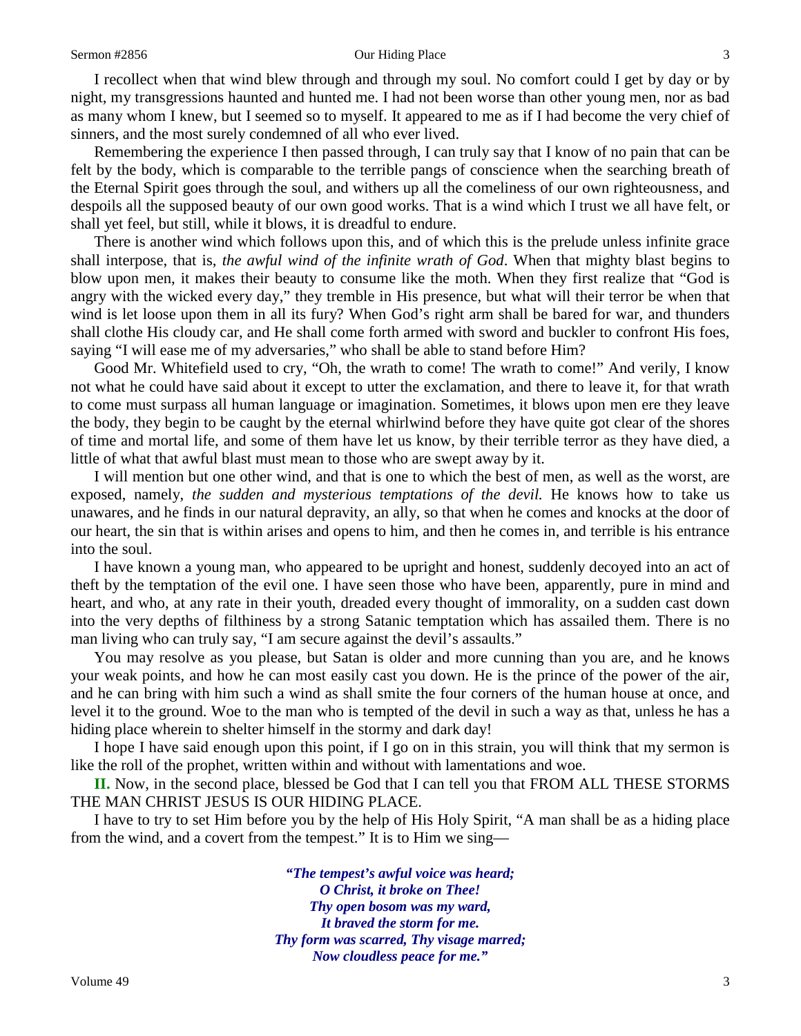I recollect when that wind blew through and through my soul. No comfort could I get by day or by night, my transgressions haunted and hunted me. I had not been worse than other young men, nor as bad as many whom I knew, but I seemed so to myself. It appeared to me as if I had become the very chief of sinners, and the most surely condemned of all who ever lived.

Remembering the experience I then passed through, I can truly say that I know of no pain that can be felt by the body, which is comparable to the terrible pangs of conscience when the searching breath of the Eternal Spirit goes through the soul, and withers up all the comeliness of our own righteousness, and despoils all the supposed beauty of our own good works. That is a wind which I trust we all have felt, or shall yet feel, but still, while it blows, it is dreadful to endure.

There is another wind which follows upon this, and of which this is the prelude unless infinite grace shall interpose, that is, *the awful wind of the infinite wrath of God*. When that mighty blast begins to blow upon men, it makes their beauty to consume like the moth. When they first realize that "God is angry with the wicked every day," they tremble in His presence, but what will their terror be when that wind is let loose upon them in all its fury? When God's right arm shall be bared for war, and thunders shall clothe His cloudy car, and He shall come forth armed with sword and buckler to confront His foes, saying "I will ease me of my adversaries," who shall be able to stand before Him?

Good Mr. Whitefield used to cry, "Oh, the wrath to come! The wrath to come!" And verily, I know not what he could have said about it except to utter the exclamation, and there to leave it, for that wrath to come must surpass all human language or imagination. Sometimes, it blows upon men ere they leave the body, they begin to be caught by the eternal whirlwind before they have quite got clear of the shores of time and mortal life, and some of them have let us know, by their terrible terror as they have died, a little of what that awful blast must mean to those who are swept away by it.

I will mention but one other wind, and that is one to which the best of men, as well as the worst, are exposed, namely, *the sudden and mysterious temptations of the devil.* He knows how to take us unawares, and he finds in our natural depravity, an ally, so that when he comes and knocks at the door of our heart, the sin that is within arises and opens to him, and then he comes in, and terrible is his entrance into the soul.

I have known a young man, who appeared to be upright and honest, suddenly decoyed into an act of theft by the temptation of the evil one. I have seen those who have been, apparently, pure in mind and heart, and who, at any rate in their youth, dreaded every thought of immorality, on a sudden cast down into the very depths of filthiness by a strong Satanic temptation which has assailed them. There is no man living who can truly say, "I am secure against the devil's assaults."

You may resolve as you please, but Satan is older and more cunning than you are, and he knows your weak points, and how he can most easily cast you down. He is the prince of the power of the air, and he can bring with him such a wind as shall smite the four corners of the human house at once, and level it to the ground. Woe to the man who is tempted of the devil in such a way as that, unless he has a hiding place wherein to shelter himself in the stormy and dark day!

I hope I have said enough upon this point, if I go on in this strain, you will think that my sermon is like the roll of the prophet, written within and without with lamentations and woe.

**II.** Now, in the second place, blessed be God that I can tell you that FROM ALL THESE STORMS THE MAN CHRIST JESUS IS OUR HIDING PLACE.

I have to try to set Him before you by the help of His Holy Spirit, "A man shall be as a hiding place from the wind, and a covert from the tempest." It is to Him we sing—

> ***"The tempest's awful voice was heard;***
> ***O Christ, it broke on Thee!***
> ***Thy open bosom was my ward,***
> ***It braved the storm for me.***
> ***Thy form was scarred, Thy visage marred;***
> ***Now cloudless peace for me."***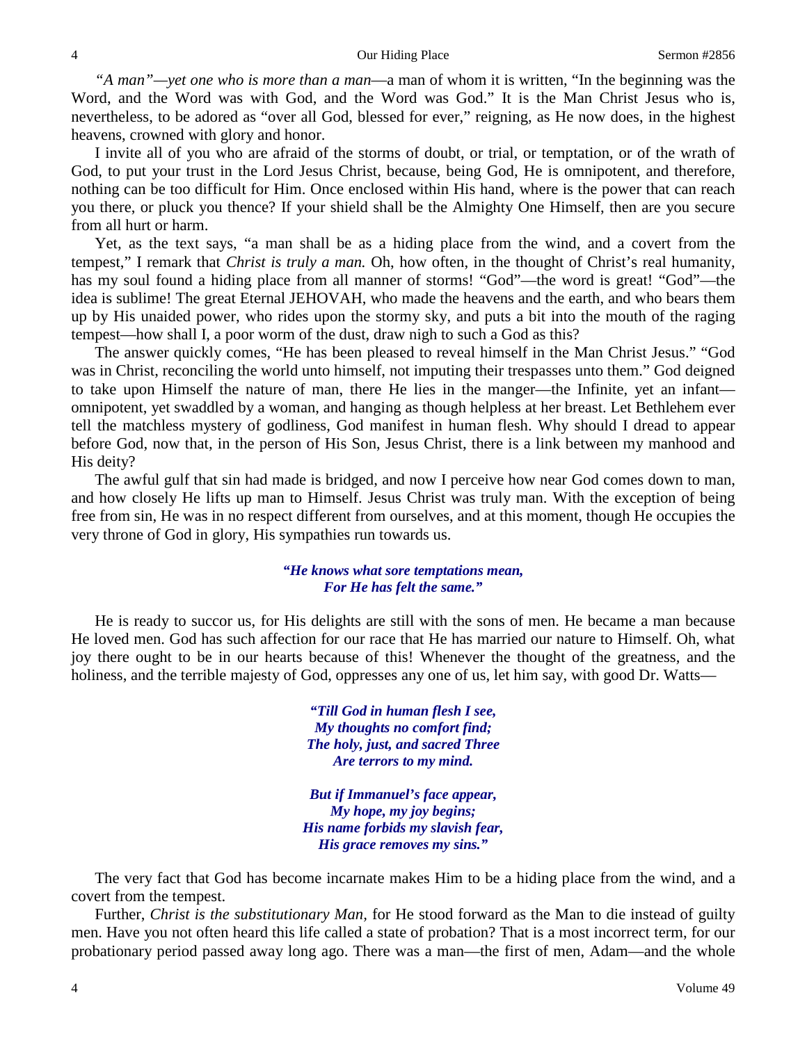*"A man"—yet one who is more than a man*—a man of whom it is written, "In the beginning was the Word, and the Word was with God, and the Word was God." It is the Man Christ Jesus who is, nevertheless, to be adored as "over all God, blessed for ever," reigning, as He now does, in the highest heavens, crowned with glory and honor.

I invite all of you who are afraid of the storms of doubt, or trial, or temptation, or of the wrath of God, to put your trust in the Lord Jesus Christ, because, being God, He is omnipotent, and therefore, nothing can be too difficult for Him. Once enclosed within His hand, where is the power that can reach you there, or pluck you thence? If your shield shall be the Almighty One Himself, then are you secure from all hurt or harm.

Yet, as the text says, "a man shall be as a hiding place from the wind, and a covert from the tempest," I remark that *Christ is truly a man.* Oh, how often, in the thought of Christ's real humanity, has my soul found a hiding place from all manner of storms! "God"—the word is great! "God"—the idea is sublime! The great Eternal JEHOVAH, who made the heavens and the earth, and who bears them up by His unaided power, who rides upon the stormy sky, and puts a bit into the mouth of the raging tempest—how shall I, a poor worm of the dust, draw nigh to such a God as this?

The answer quickly comes, "He has been pleased to reveal himself in the Man Christ Jesus." "God was in Christ, reconciling the world unto himself, not imputing their trespasses unto them." God deigned to take upon Himself the nature of man, there He lies in the manger—the Infinite, yet an infant—omnipotent, yet swaddled by a woman, and hanging as though helpless at her breast. Let Bethlehem ever tell the matchless mystery of godliness, God manifest in human flesh. Why should I dread to appear before God, now that, in the person of His Son, Jesus Christ, there is a link between my manhood and His deity?

The awful gulf that sin had made is bridged, and now I perceive how near God comes down to man, and how closely He lifts up man to Himself. Jesus Christ was truly man. With the exception of being free from sin, He was in no respect different from ourselves, and at this moment, though He occupies the very throne of God in glory, His sympathies run towards us.

> ***"He knows what sore temptations mean,***
> ***For He has felt the same."***

He is ready to succor us, for His delights are still with the sons of men. He became a man because He loved men. God has such affection for our race that He has married our nature to Himself. Oh, what joy there ought to be in our hearts because of this! Whenever the thought of the greatness, and the holiness, and the terrible majesty of God, oppresses any one of us, let him say, with good Dr. Watts—

> ***"Till God in human flesh I see,***
> ***My thoughts no comfort find;***
> ***The holy, just, and sacred Three***
> ***Are terrors to my mind.***
>
> ***But if Immanuel's face appear,***
> ***My hope, my joy begins;***
> ***His name forbids my slavish fear,***
> ***His grace removes my sins."***

The very fact that God has become incarnate makes Him to be a hiding place from the wind, and a covert from the tempest.

Further, *Christ is the substitutionary Man,* for He stood forward as the Man to die instead of guilty men. Have you not often heard this life called a state of probation? That is a most incorrect term, for our probationary period passed away long ago. There was a man—the first of men, Adam—and the whole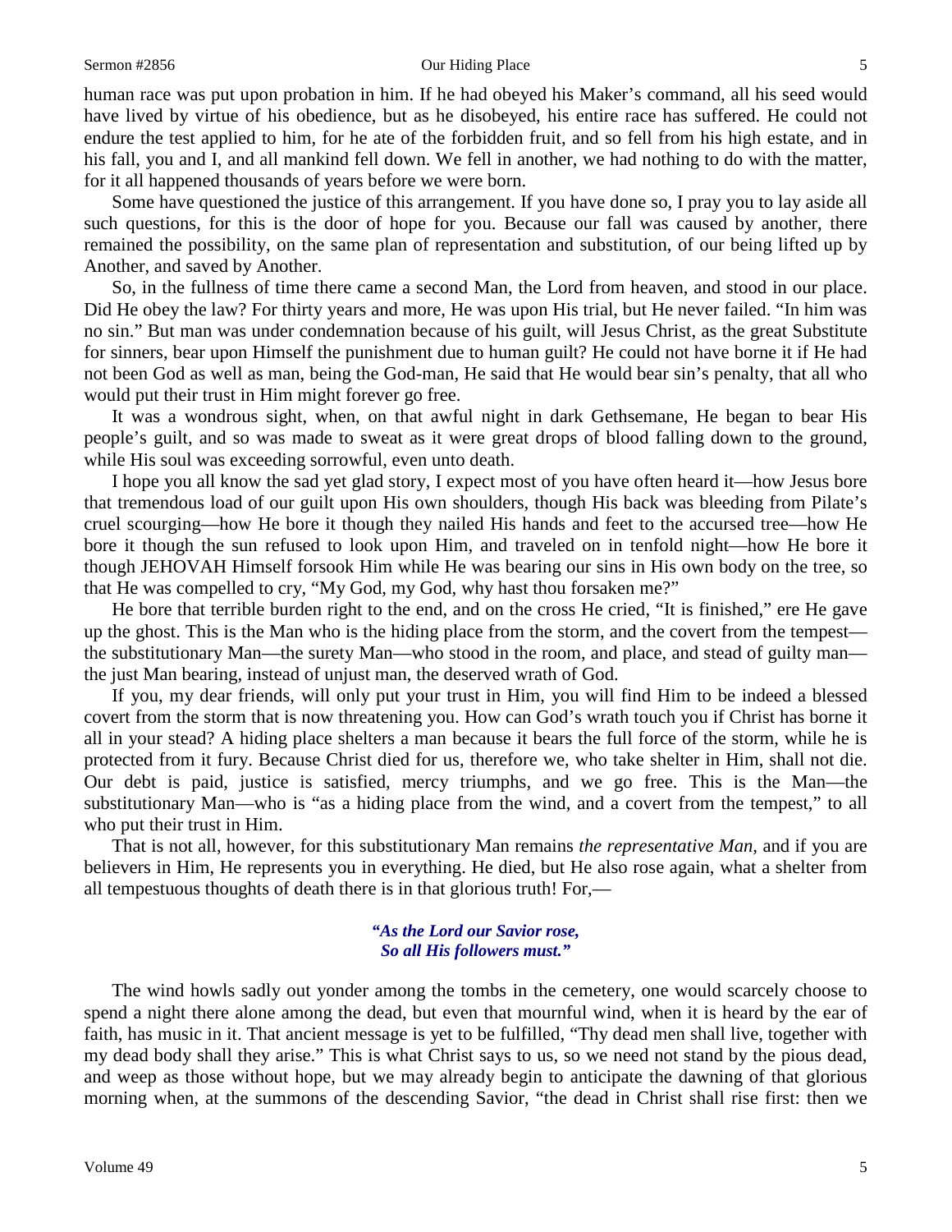human race was put upon probation in him. If he had obeyed his Maker's command, all his seed would have lived by virtue of his obedience, but as he disobeyed, his entire race has suffered. He could not endure the test applied to him, for he ate of the forbidden fruit, and so fell from his high estate, and in his fall, you and I, and all mankind fell down. We fell in another, we had nothing to do with the matter, for it all happened thousands of years before we were born.

Some have questioned the justice of this arrangement. If you have done so, I pray you to lay aside all such questions, for this is the door of hope for you. Because our fall was caused by another, there remained the possibility, on the same plan of representation and substitution, of our being lifted up by Another, and saved by Another.

So, in the fullness of time there came a second Man, the Lord from heaven, and stood in our place. Did He obey the law? For thirty years and more, He was upon His trial, but He never failed. "In him was no sin." But man was under condemnation because of his guilt, will Jesus Christ, as the great Substitute for sinners, bear upon Himself the punishment due to human guilt? He could not have borne it if He had not been God as well as man, being the God-man, He said that He would bear sin's penalty, that all who would put their trust in Him might forever go free.

It was a wondrous sight, when, on that awful night in dark Gethsemane, He began to bear His people's guilt, and so was made to sweat as it were great drops of blood falling down to the ground, while His soul was exceeding sorrowful, even unto death.

I hope you all know the sad yet glad story, I expect most of you have often heard it—how Jesus bore that tremendous load of our guilt upon His own shoulders, though His back was bleeding from Pilate's cruel scourging—how He bore it though they nailed His hands and feet to the accursed tree—how He bore it though the sun refused to look upon Him, and traveled on in tenfold night—how He bore it though JEHOVAH Himself forsook Him while He was bearing our sins in His own body on the tree, so that He was compelled to cry, "My God, my God, why hast thou forsaken me?"

He bore that terrible burden right to the end, and on the cross He cried, "It is finished," ere He gave up the ghost. This is the Man who is the hiding place from the storm, and the covert from the tempest—the substitutionary Man—the surety Man—who stood in the room, and place, and stead of guilty man—the just Man bearing, instead of unjust man, the deserved wrath of God.

If you, my dear friends, will only put your trust in Him, you will find Him to be indeed a blessed covert from the storm that is now threatening you. How can God's wrath touch you if Christ has borne it all in your stead? A hiding place shelters a man because it bears the full force of the storm, while he is protected from it fury. Because Christ died for us, therefore we, who take shelter in Him, shall not die. Our debt is paid, justice is satisfied, mercy triumphs, and we go free. This is the Man—the substitutionary Man—who is "as a hiding place from the wind, and a covert from the tempest," to all who put their trust in Him.

That is not all, however, for this substitutionary Man remains *the representative Man,* and if you are believers in Him, He represents you in everything. He died, but He also rose again, what a shelter from all tempestuous thoughts of death there is in that glorious truth! For,—

***"As the Lord our Savior rose,***
***So all His followers must."***

The wind howls sadly out yonder among the tombs in the cemetery, one would scarcely choose to spend a night there alone among the dead, but even that mournful wind, when it is heard by the ear of faith, has music in it. That ancient message is yet to be fulfilled, "Thy dead men shall live, together with my dead body shall they arise." This is what Christ says to us, so we need not stand by the pious dead, and weep as those without hope, but we may already begin to anticipate the dawning of that glorious morning when, at the summons of the descending Savior, "the dead in Christ shall rise first: then we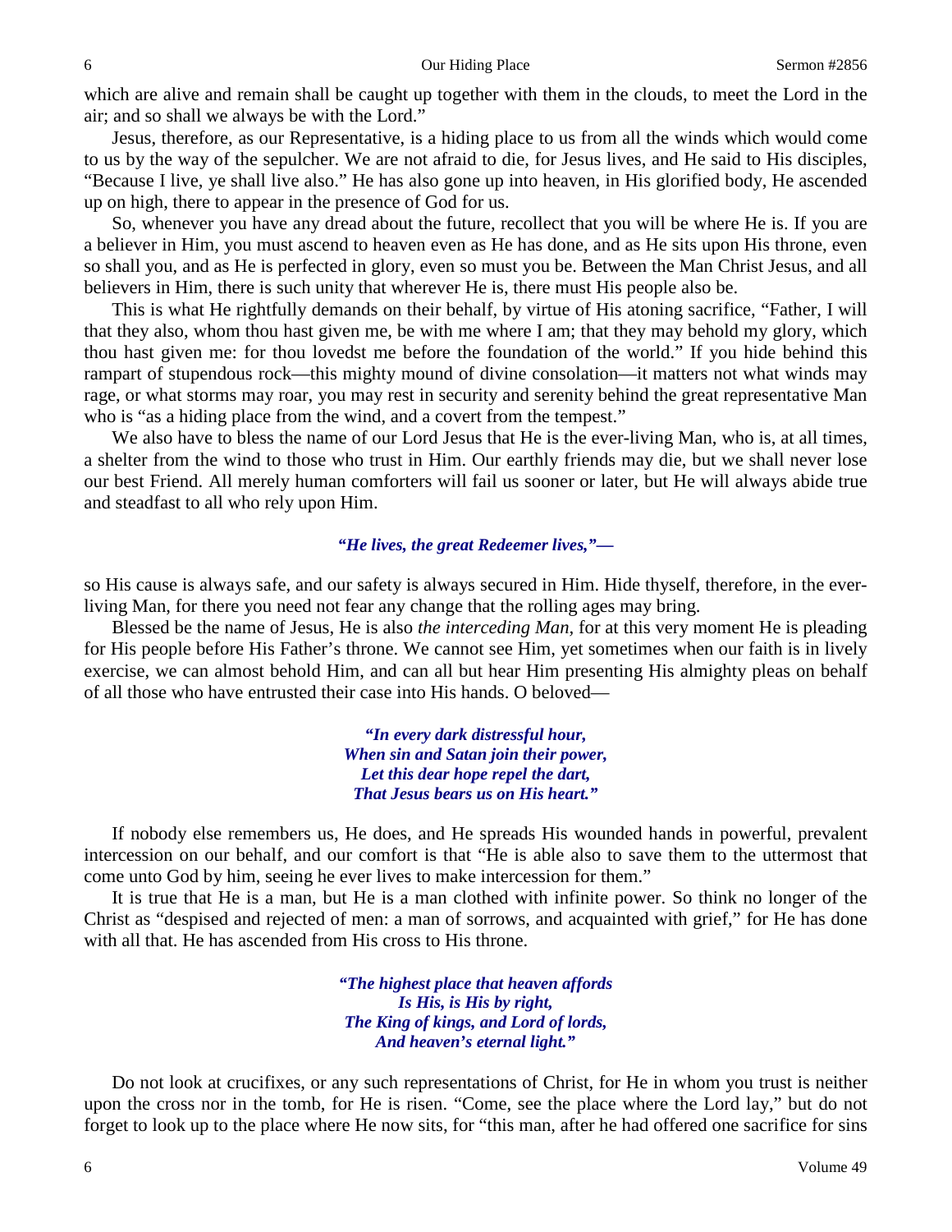which are alive and remain shall be caught up together with them in the clouds, to meet the Lord in the air; and so shall we always be with the Lord."

Jesus, therefore, as our Representative, is a hiding place to us from all the winds which would come to us by the way of the sepulcher. We are not afraid to die, for Jesus lives, and He said to His disciples, "Because I live, ye shall live also." He has also gone up into heaven, in His glorified body, He ascended up on high, there to appear in the presence of God for us.

So, whenever you have any dread about the future, recollect that you will be where He is. If you are a believer in Him, you must ascend to heaven even as He has done, and as He sits upon His throne, even so shall you, and as He is perfected in glory, even so must you be. Between the Man Christ Jesus, and all believers in Him, there is such unity that wherever He is, there must His people also be.

This is what He rightfully demands on their behalf, by virtue of His atoning sacrifice, "Father, I will that they also, whom thou hast given me, be with me where I am; that they may behold my glory, which thou hast given me: for thou lovedst me before the foundation of the world." If you hide behind this rampart of stupendous rock—this mighty mound of divine consolation—it matters not what winds may rage, or what storms may roar, you may rest in security and serenity behind the great representative Man who is "as a hiding place from the wind, and a covert from the tempest."

We also have to bless the name of our Lord Jesus that He is the ever-living Man, who is, at all times, a shelter from the wind to those who trust in Him. Our earthly friends may die, but we shall never lose our best Friend. All merely human comforters will fail us sooner or later, but He will always abide true and steadfast to all who rely upon Him.

> ***"He lives, the great Redeemer lives,"—***

so His cause is always safe, and our safety is always secured in Him. Hide thyself, therefore, in the ever-living Man, for there you need not fear any change that the rolling ages may bring.

Blessed be the name of Jesus, He is also *the interceding Man*, for at this very moment He is pleading for His people before His Father's throne. We cannot see Him, yet sometimes when our faith is in lively exercise, we can almost behold Him, and can all but hear Him presenting His almighty pleas on behalf of all those who have entrusted their case into His hands. O beloved—

> ***"In every dark distressful hour,***
> ***When sin and Satan join their power,***
> ***Let this dear hope repel the dart,***
> ***That Jesus bears us on His heart."***

If nobody else remembers us, He does, and He spreads His wounded hands in powerful, prevalent intercession on our behalf, and our comfort is that "He is able also to save them to the uttermost that come unto God by him, seeing he ever lives to make intercession for them."

It is true that He is a man, but He is a man clothed with infinite power. So think no longer of the Christ as "despised and rejected of men: a man of sorrows, and acquainted with grief," for He has done with all that. He has ascended from His cross to His throne.

> ***"The highest place that heaven affords***
> ***Is His, is His by right,***
> ***The King of kings, and Lord of lords,***
> ***And heaven's eternal light."***

Do not look at crucifixes, or any such representations of Christ, for He in whom you trust is neither upon the cross nor in the tomb, for He is risen. "Come, see the place where the Lord lay," but do not forget to look up to the place where He now sits, for "this man, after he had offered one sacrifice for sins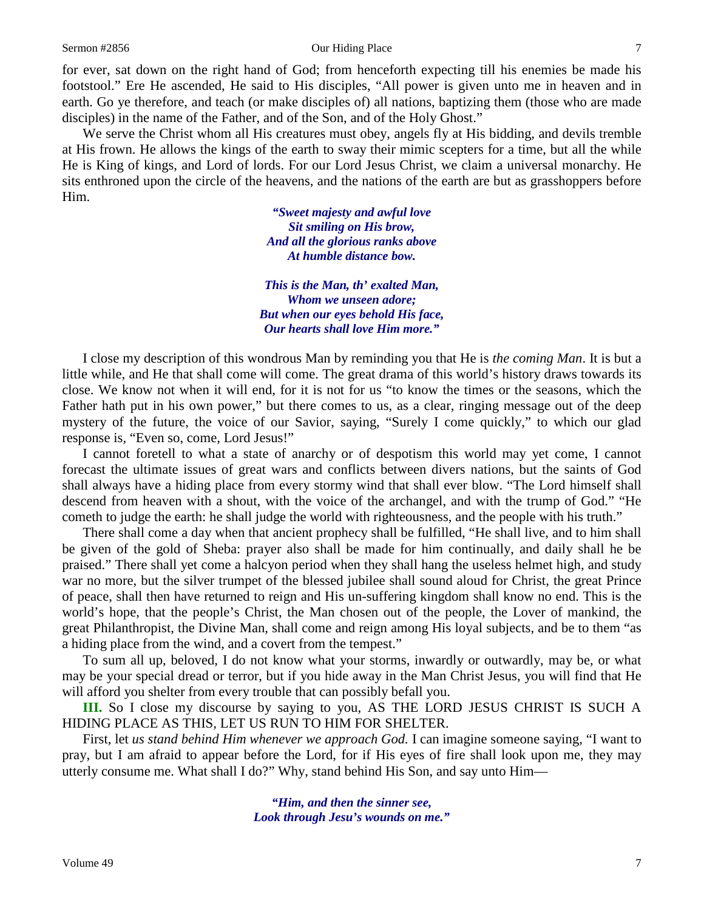for ever, sat down on the right hand of God; from henceforth expecting till his enemies be made his footstool." Ere He ascended, He said to His disciples, "All power is given unto me in heaven and in earth. Go ye therefore, and teach (or make disciples of) all nations, baptizing them (those who are made disciples) in the name of the Father, and of the Son, and of the Holy Ghost."

We serve the Christ whom all His creatures must obey, angels fly at His bidding, and devils tremble at His frown. He allows the kings of the earth to sway their mimic scepters for a time, but all the while He is King of kings, and Lord of lords. For our Lord Jesus Christ, we claim a universal monarchy. He sits enthroned upon the circle of the heavens, and the nations of the earth are but as grasshoppers before Him.

> ***"Sweet majesty and awful love***
> ***Sit smiling on His brow,***
> ***And all the glorious ranks above***
> ***At humble distance bow.***
>
> ***This is the Man, th' exalted Man,***
> ***Whom we unseen adore;***
> ***But when our eyes behold His face,***
> ***Our hearts shall love Him more."***

I close my description of this wondrous Man by reminding you that He is *the coming Man*. It is but a little while, and He that shall come will come. The great drama of this world's history draws towards its close. We know not when it will end, for it is not for us "to know the times or the seasons, which the Father hath put in his own power," but there comes to us, as a clear, ringing message out of the deep mystery of the future, the voice of our Savior, saying, "Surely I come quickly," to which our glad response is, "Even so, come, Lord Jesus!"

I cannot foretell to what a state of anarchy or of despotism this world may yet come, I cannot forecast the ultimate issues of great wars and conflicts between divers nations, but the saints of God shall always have a hiding place from every stormy wind that shall ever blow. "The Lord himself shall descend from heaven with a shout, with the voice of the archangel, and with the trump of God." "He cometh to judge the earth: he shall judge the world with righteousness, and the people with his truth."

There shall come a day when that ancient prophecy shall be fulfilled, "He shall live, and to him shall be given of the gold of Sheba: prayer also shall be made for him continually, and daily shall he be praised." There shall yet come a halcyon period when they shall hang the useless helmet high, and study war no more, but the silver trumpet of the blessed jubilee shall sound aloud for Christ, the great Prince of peace, shall then have returned to reign and His un-suffering kingdom shall know no end. This is the world's hope, that the people's Christ, the Man chosen out of the people, the Lover of mankind, the great Philanthropist, the Divine Man, shall come and reign among His loyal subjects, and be to them "as a hiding place from the wind, and a covert from the tempest."

To sum all up, beloved, I do not know what your storms, inwardly or outwardly, may be, or what may be your special dread or terror, but if you hide away in the Man Christ Jesus, you will find that He will afford you shelter from every trouble that can possibly befall you.

**III.** So I close my discourse by saying to you, AS THE LORD JESUS CHRIST IS SUCH A HIDING PLACE AS THIS, LET US RUN TO HIM FOR SHELTER.

First, let *us stand behind Him whenever we approach God.* I can imagine someone saying, "I want to pray, but I am afraid to appear before the Lord, for if His eyes of fire shall look upon me, they may utterly consume me. What shall I do?" Why, stand behind His Son, and say unto Him—

> ***"Him, and then the sinner see,***
> ***Look through Jesu's wounds on me."***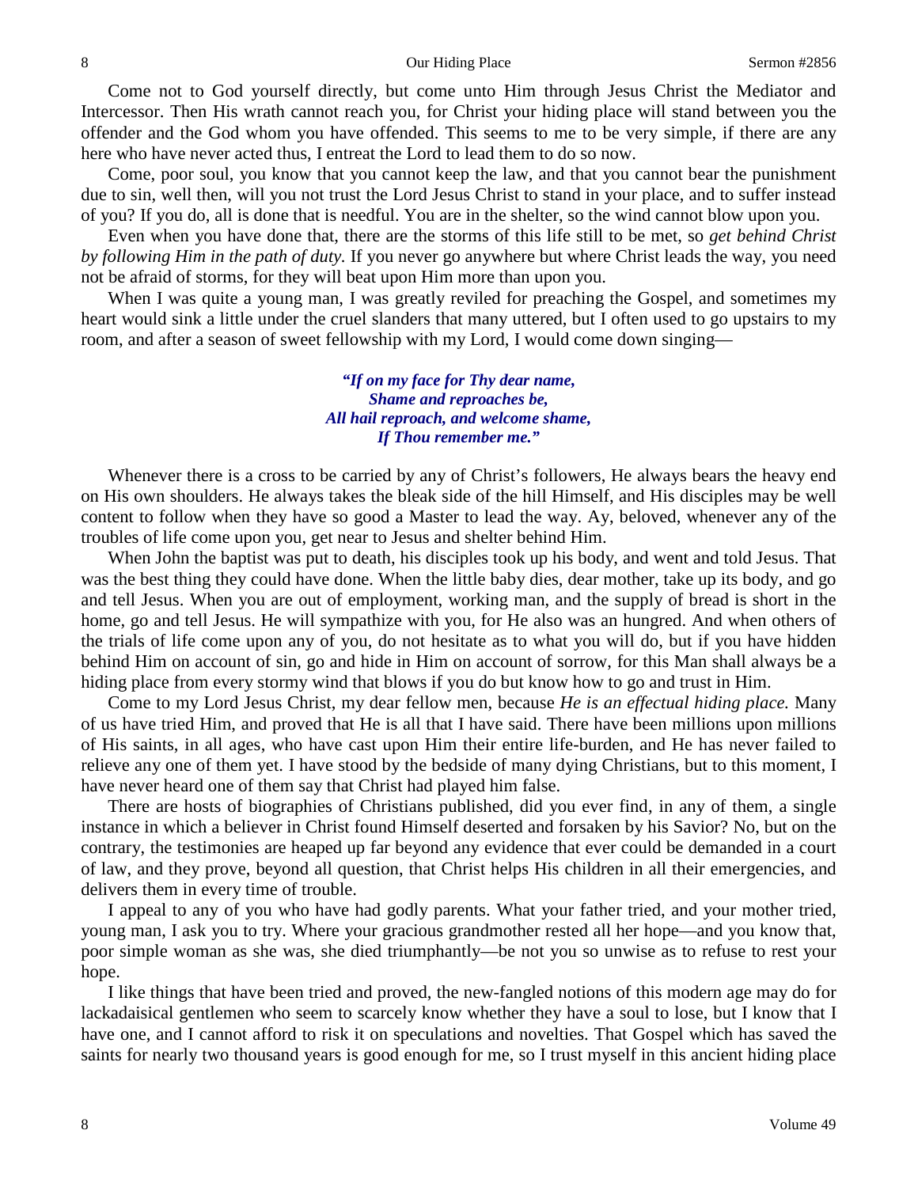Come not to God yourself directly, but come unto Him through Jesus Christ the Mediator and Intercessor. Then His wrath cannot reach you, for Christ your hiding place will stand between you the offender and the God whom you have offended. This seems to me to be very simple, if there are any here who have never acted thus, I entreat the Lord to lead them to do so now.

Come, poor soul, you know that you cannot keep the law, and that you cannot bear the punishment due to sin, well then, will you not trust the Lord Jesus Christ to stand in your place, and to suffer instead of you? If you do, all is done that is needful. You are in the shelter, so the wind cannot blow upon you.

Even when you have done that, there are the storms of this life still to be met, so *get behind Christ by following Him in the path of duty.* If you never go anywhere but where Christ leads the way, you need not be afraid of storms, for they will beat upon Him more than upon you.

When I was quite a young man, I was greatly reviled for preaching the Gospel, and sometimes my heart would sink a little under the cruel slanders that many uttered, but I often used to go upstairs to my room, and after a season of sweet fellowship with my Lord, I would come down singing—

> ***"If on my face for Thy dear name,***
> ***Shame and reproaches be,***
> ***All hail reproach, and welcome shame,***
> ***If Thou remember me."***

Whenever there is a cross to be carried by any of Christ's followers, He always bears the heavy end on His own shoulders. He always takes the bleak side of the hill Himself, and His disciples may be well content to follow when they have so good a Master to lead the way. Ay, beloved, whenever any of the troubles of life come upon you, get near to Jesus and shelter behind Him.

When John the baptist was put to death, his disciples took up his body, and went and told Jesus. That was the best thing they could have done. When the little baby dies, dear mother, take up its body, and go and tell Jesus. When you are out of employment, working man, and the supply of bread is short in the home, go and tell Jesus. He will sympathize with you, for He also was an hungred. And when others of the trials of life come upon any of you, do not hesitate as to what you will do, but if you have hidden behind Him on account of sin, go and hide in Him on account of sorrow, for this Man shall always be a hiding place from every stormy wind that blows if you do but know how to go and trust in Him.

Come to my Lord Jesus Christ, my dear fellow men, because *He is an effectual hiding place.* Many of us have tried Him, and proved that He is all that I have said. There have been millions upon millions of His saints, in all ages, who have cast upon Him their entire life-burden, and He has never failed to relieve any one of them yet. I have stood by the bedside of many dying Christians, but to this moment, I have never heard one of them say that Christ had played him false.

There are hosts of biographies of Christians published, did you ever find, in any of them, a single instance in which a believer in Christ found Himself deserted and forsaken by his Savior? No, but on the contrary, the testimonies are heaped up far beyond any evidence that ever could be demanded in a court of law, and they prove, beyond all question, that Christ helps His children in all their emergencies, and delivers them in every time of trouble.

I appeal to any of you who have had godly parents. What your father tried, and your mother tried, young man, I ask you to try. Where your gracious grandmother rested all her hope—and you know that, poor simple woman as she was, she died triumphantly—be not you so unwise as to refuse to rest your hope.

I like things that have been tried and proved, the new-fangled notions of this modern age may do for lackadaisical gentlemen who seem to scarcely know whether they have a soul to lose, but I know that I have one, and I cannot afford to risk it on speculations and novelties. That Gospel which has saved the saints for nearly two thousand years is good enough for me, so I trust myself in this ancient hiding place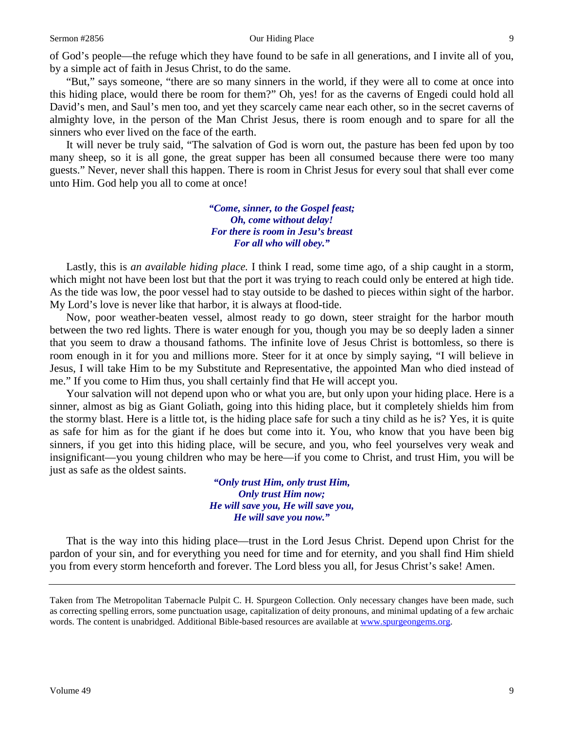of God's people—the refuge which they have found to be safe in all generations, and I invite all of you, by a simple act of faith in Jesus Christ, to do the same.

"But," says someone, "there are so many sinners in the world, if they were all to come at once into this hiding place, would there be room for them?" Oh, yes! for as the caverns of Engedi could hold all David's men, and Saul's men too, and yet they scarcely came near each other, so in the secret caverns of almighty love, in the person of the Man Christ Jesus, there is room enough and to spare for all the sinners who ever lived on the face of the earth.

It will never be truly said, "The salvation of God is worn out, the pasture has been fed upon by too many sheep, so it is all gone, the great supper has been all consumed because there were too many guests." Never, never shall this happen. There is room in Christ Jesus for every soul that shall ever come unto Him. God help you all to come at once!

> ***"Come, sinner, to the Gospel feast;***
> ***Oh, come without delay!***
> ***For there is room in Jesu's breast***
> ***For all who will obey."***

Lastly, this is *an available hiding place.* I think I read, some time ago, of a ship caught in a storm, which might not have been lost but that the port it was trying to reach could only be entered at high tide. As the tide was low, the poor vessel had to stay outside to be dashed to pieces within sight of the harbor. My Lord's love is never like that harbor, it is always at flood-tide.

Now, poor weather-beaten vessel, almost ready to go down, steer straight for the harbor mouth between the two red lights. There is water enough for you, though you may be so deeply laden a sinner that you seem to draw a thousand fathoms. The infinite love of Jesus Christ is bottomless, so there is room enough in it for you and millions more. Steer for it at once by simply saying, "I will believe in Jesus, I will take Him to be my Substitute and Representative, the appointed Man who died instead of me." If you come to Him thus, you shall certainly find that He will accept you.

Your salvation will not depend upon who or what you are, but only upon your hiding place. Here is a sinner, almost as big as Giant Goliath, going into this hiding place, but it completely shields him from the stormy blast. Here is a little tot, is the hiding place safe for such a tiny child as he is? Yes, it is quite as safe for him as for the giant if he does but come into it. You, who know that you have been big sinners, if you get into this hiding place, will be secure, and you, who feel yourselves very weak and insignificant—you young children who may be here—if you come to Christ, and trust Him, you will be just as safe as the oldest saints.

> ***"Only trust Him, only trust Him,***
> ***Only trust Him now;***
> ***He will save you, He will save you,***
> ***He will save you now."***

That is the way into this hiding place—trust in the Lord Jesus Christ. Depend upon Christ for the pardon of your sin, and for everything you need for time and for eternity, and you shall find Him shield you from every storm henceforth and forever. The Lord bless you all, for Jesus Christ's sake! Amen.

---

Taken from The Metropolitan Tabernacle Pulpit C. H. Spurgeon Collection. Only necessary changes have been made, such as correcting spelling errors, some punctuation usage, capitalization of deity pronouns, and minimal updating of a few archaic words. The content is unabridged. Additional Bible-based resources are available at www.spurgeongems.org.